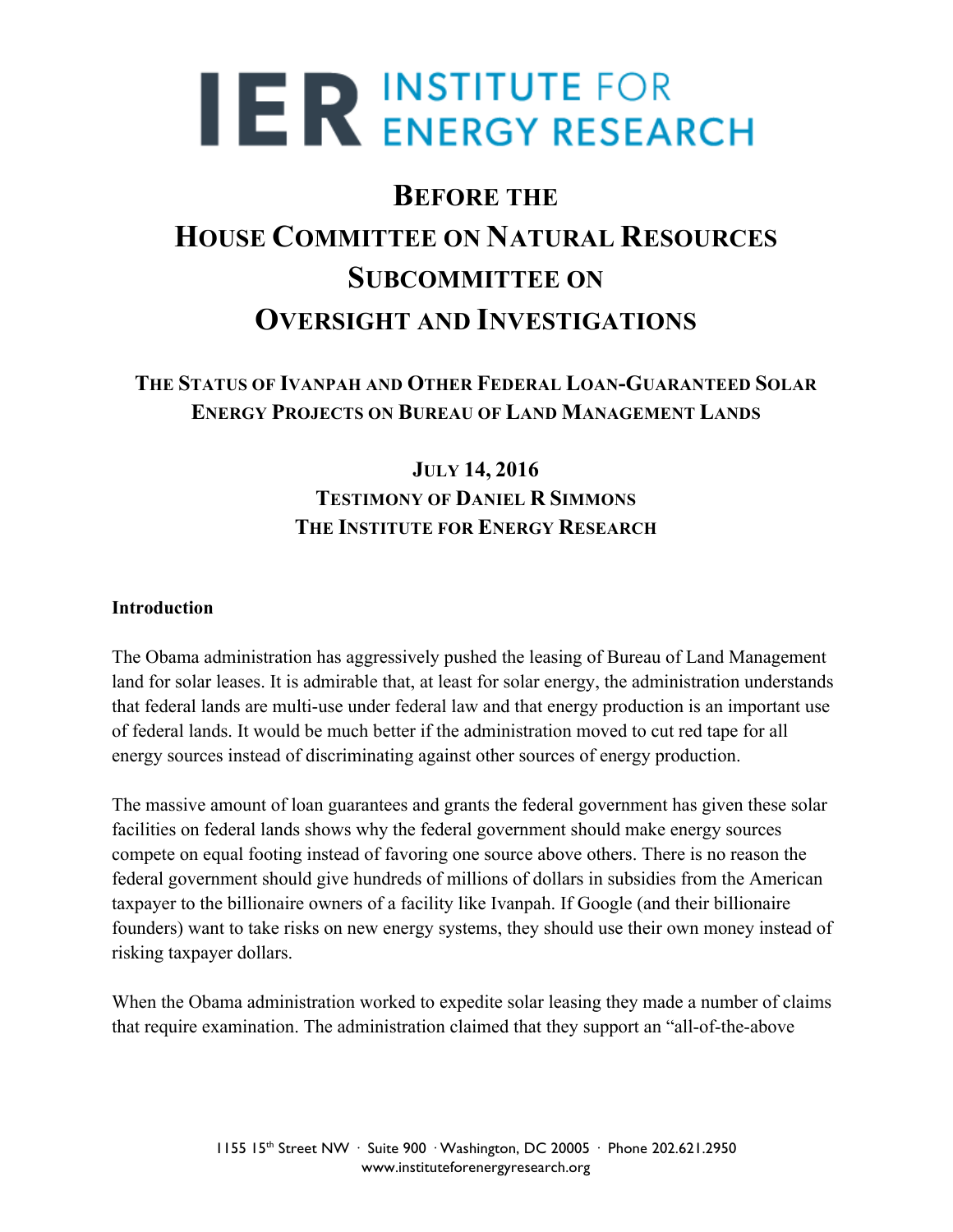# IER INSTITUTE FOR ENERGY RESEARCH

## BEFORE THE HOUSE COMMITTEE ON NATURAL RESOURCES SUBCOMMITTEE ON OVERSIGHT AND INVESTIGATIONS

### THE STATUS OF IVANPAH AND OTHER FEDERAL LOAN-GUARANTEED SOLAR ENERGY PROJECTS ON BUREAU OF LAND MANAGEMENT LANDS

**JULY 14, 2016**
**TESTIMONY OF DANIEL R SIMMONS**
**THE INSTITUTE FOR ENERGY RESEARCH**

**Introduction**

The Obama administration has aggressively pushed the leasing of Bureau of Land Management land for solar leases. It is admirable that, at least for solar energy, the administration understands that federal lands are multi-use under federal law and that energy production is an important use of federal lands. It would be much better if the administration moved to cut red tape for all energy sources instead of discriminating against other sources of energy production.

The massive amount of loan guarantees and grants the federal government has given these solar facilities on federal lands shows why the federal government should make energy sources compete on equal footing instead of favoring one source above others. There is no reason the federal government should give hundreds of millions of dollars in subsidies from the American taxpayer to the billionaire owners of a facility like Ivanpah. If Google (and their billionaire founders) want to take risks on new energy systems, they should use their own money instead of risking taxpayer dollars.

When the Obama administration worked to expedite solar leasing they made a number of claims that require examination. The administration claimed that they support an "all-of-the-above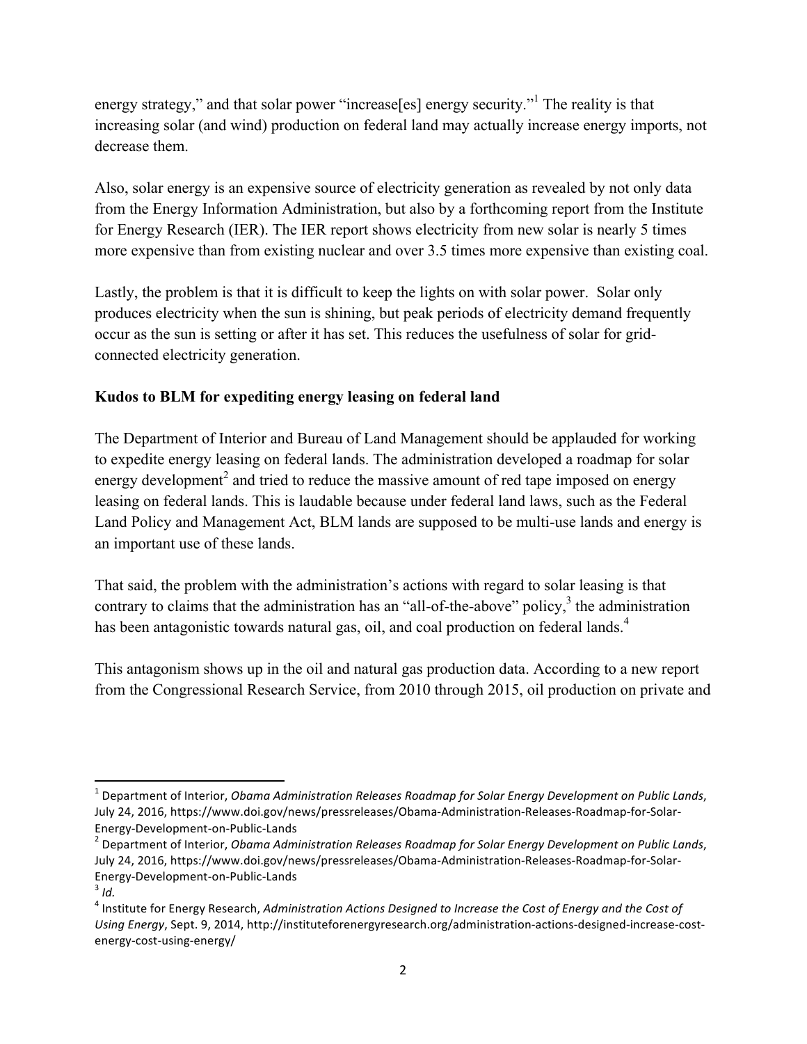energy strategy," and that solar power "increase[es] energy security."[1] The reality is that increasing solar (and wind) production on federal land may actually increase energy imports, not decrease them.

Also, solar energy is an expensive source of electricity generation as revealed by not only data from the Energy Information Administration, but also by a forthcoming report from the Institute for Energy Research (IER). The IER report shows electricity from new solar is nearly 5 times more expensive than from existing nuclear and over 3.5 times more expensive than existing coal.

Lastly, the problem is that it is difficult to keep the lights on with solar power. Solar only produces electricity when the sun is shining, but peak periods of electricity demand frequently occur as the sun is setting or after it has set. This reduces the usefulness of solar for grid-connected electricity generation.

**Kudos to BLM for expediting energy leasing on federal land**

The Department of Interior and Bureau of Land Management should be applauded for working to expedite energy leasing on federal lands. The administration developed a roadmap for solar energy development[2] and tried to reduce the massive amount of red tape imposed on energy leasing on federal lands. This is laudable because under federal land laws, such as the Federal Land Policy and Management Act, BLM lands are supposed to be multi-use lands and energy is an important use of these lands.

That said, the problem with the administration's actions with regard to solar leasing is that contrary to claims that the administration has an "all-of-the-above" policy,[3] the administration has been antagonistic towards natural gas, oil, and coal production on federal lands.[4]

This antagonism shows up in the oil and natural gas production data. According to a new report from the Congressional Research Service, from 2010 through 2015, oil production on private and

---

[1] Department of Interior, *Obama Administration Releases Roadmap for Solar Energy Development on Public Lands*, July 24, 2016, https://www.doi.gov/news/pressreleases/Obama-Administration-Releases-Roadmap-for-Solar-Energy-Development-on-Public-Lands

[2] Department of Interior, *Obama Administration Releases Roadmap for Solar Energy Development on Public Lands*, July 24, 2016, https://www.doi.gov/news/pressreleases/Obama-Administration-Releases-Roadmap-for-Solar-Energy-Development-on-Public-Lands

[3] *Id.*

[4] Institute for Energy Research, *Administration Actions Designed to Increase the Cost of Energy and the Cost of Using Energy*, Sept. 9, 2014, http://instituteforenergyresearch.org/administration-actions-designed-increase-cost-energy-cost-using-energy/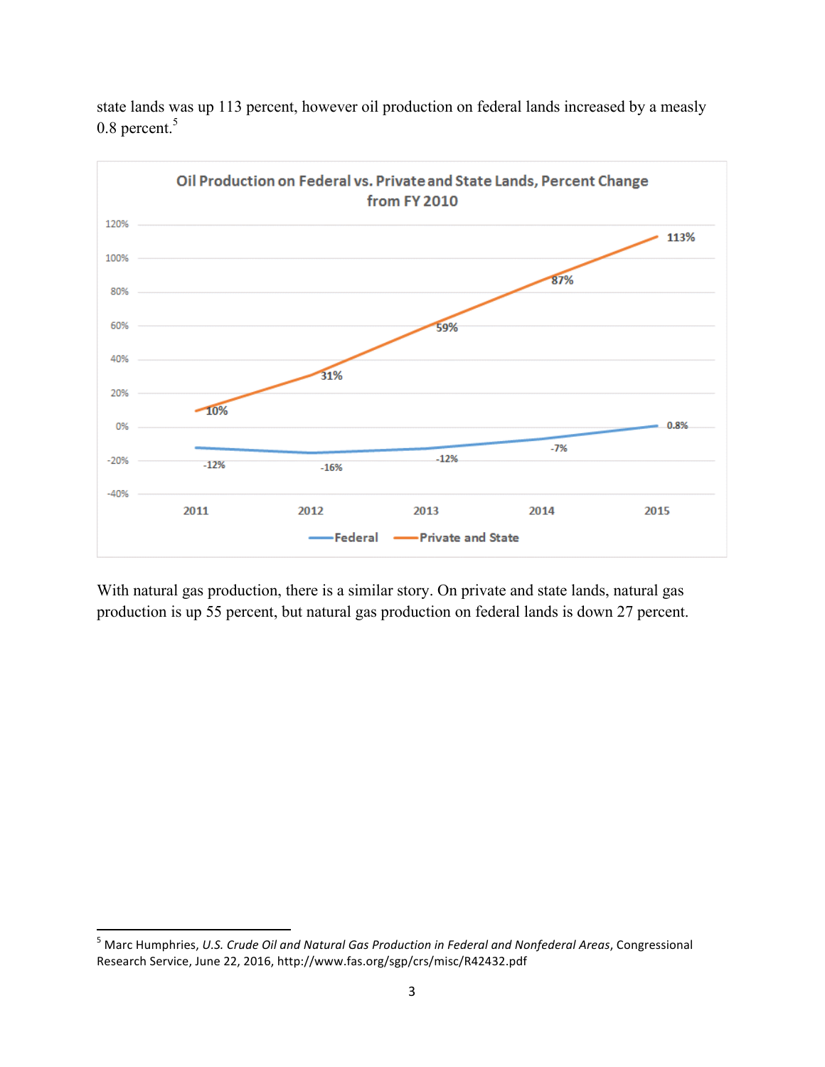state lands was up 113 percent, however oil production on federal lands increased by a measly 0.8 percent.[5]

**Oil Production on Federal vs. Private and State Lands, Percent Change from FY 2010**

| | 2011 | 2012 | 2013 | 2014 | 2015 |
|---|---|---|---|---|---|
| Federal | -12% | -16% | -12% | -7% | 0.8% |
| Private and State | 10% | 31% | 59% | 87% | 113% |

With natural gas production, there is a similar story. On private and state lands, natural gas production is up 55 percent, but natural gas production on federal lands is down 27 percent.

---

[5] Marc Humphries, *U.S. Crude Oil and Natural Gas Production in Federal and Nonfederal Areas*, Congressional Research Service, June 22, 2016, http://www.fas.org/sgp/crs/misc/R42432.pdf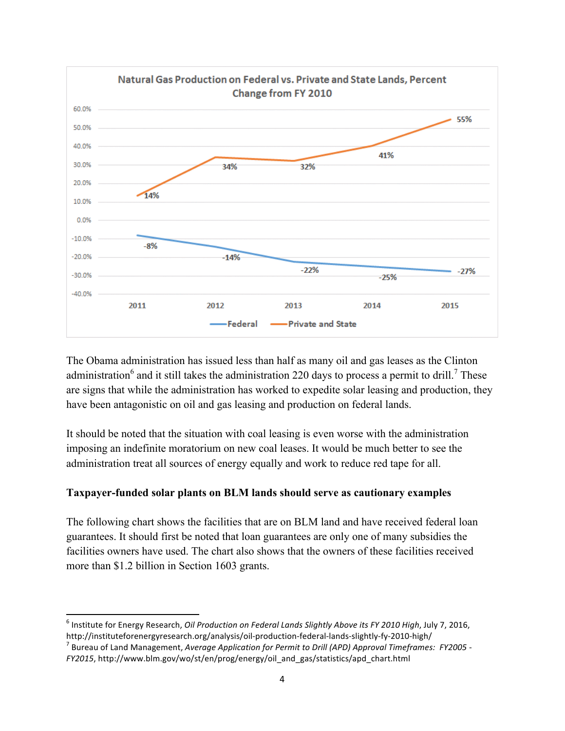**Natural Gas Production on Federal vs. Private and State Lands, Percent Change from FY 2010**

| | 2011 | 2012 | 2013 | 2014 | 2015 |
|---|---|---|---|---|---|
| Federal | -8% | -14% | -22% | -25% | -27% |
| Private and State | 14% | 34% | 32% | 41% | 55% |

The Obama administration has issued less than half as many oil and gas leases as the Clinton administration[6] and it still takes the administration 220 days to process a permit to drill.[7] These are signs that while the administration has worked to expedite solar leasing and production, they have been antagonistic on oil and gas leasing and production on federal lands.

It should be noted that the situation with coal leasing is even worse with the administration imposing an indefinite moratorium on new coal leases. It would be much better to see the administration treat all sources of energy equally and work to reduce red tape for all.

**Taxpayer-funded solar plants on BLM lands should serve as cautionary examples**

The following chart shows the facilities that are on BLM land and have received federal loan guarantees. It should first be noted that loan guarantees are only one of many subsidies the facilities owners have used. The chart also shows that the owners of these facilities received more than $1.2 billion in Section 1603 grants.

---

[6] Institute for Energy Research, *Oil Production on Federal Lands Slightly Above its FY 2010 High*, July 7, 2016, http://instituteforenergyresearch.org/analysis/oil-production-federal-lands-slightly-fy-2010-high/

[7] Bureau of Land Management, *Average Application for Permit to Drill (APD) Approval Timeframes: FY2005 - FY2015*, http://www.blm.gov/wo/st/en/prog/energy/oil_and_gas/statistics/apd_chart.html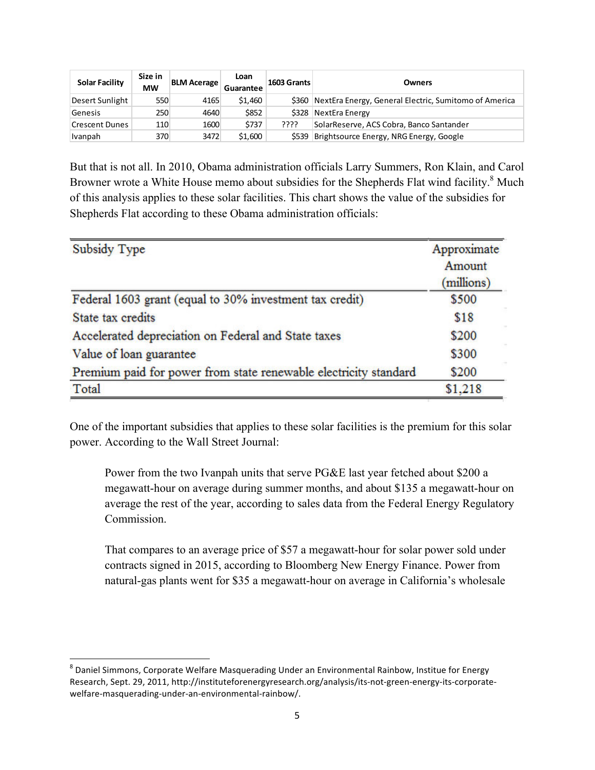| Solar Facility | Size in MW | BLM Acerage | Loan Guarantee | 1603 Grants | Owners |
|---|---|---|---|---|---|
| Desert Sunlight | 550 | 4165 | $1,460 | $360 | NextEra Energy, General Electric, Sumitomo of America |
| Genesis | 250 | 4640 | $852 | $328 | NextEra Energy |
| Crescent Dunes | 110 | 1600 | $737 | ???? | SolarReserve, ACS Cobra, Banco Santander |
| Ivanpah | 370 | 3472 | $1,600 | $539 | Brightsource Energy, NRG Energy, Google |

But that is not all. In 2010, Obama administration officials Larry Summers, Ron Klain, and Carol Browner wrote a White House memo about subsidies for the Shepherds Flat wind facility.[8] Much of this analysis applies to these solar facilities. This chart shows the value of the subsidies for Shepherds Flat according to these Obama administration officials:

| Subsidy Type | Approximate Amount (millions) |
|---|---|
| Federal 1603 grant (equal to 30% investment tax credit) | $500 |
| State tax credits | $18 |
| Accelerated depreciation on Federal and State taxes | $200 |
| Value of loan guarantee | $300 |
| Premium paid for power from state renewable electricity standard | $200 |
| Total | $1,218 |

One of the important subsidies that applies to these solar facilities is the premium for this solar power. According to the Wall Street Journal:

> Power from the two Ivanpah units that serve PG&E last year fetched about $200 a megawatt-hour on average during summer months, and about $135 a megawatt-hour on average the rest of the year, according to sales data from the Federal Energy Regulatory Commission.
>
> That compares to an average price of $57 a megawatt-hour for solar power sold under contracts signed in 2015, according to Bloomberg New Energy Finance. Power from natural-gas plants went for $35 a megawatt-hour on average in California's wholesale

[8] Daniel Simmons, Corporate Welfare Masquerading Under an Environmental Rainbow, Institue for Energy Research, Sept. 29, 2011, http://instituteforenergyresearch.org/analysis/its-not-green-energy-its-corporate-welfare-masquerading-under-an-environmental-rainbow/.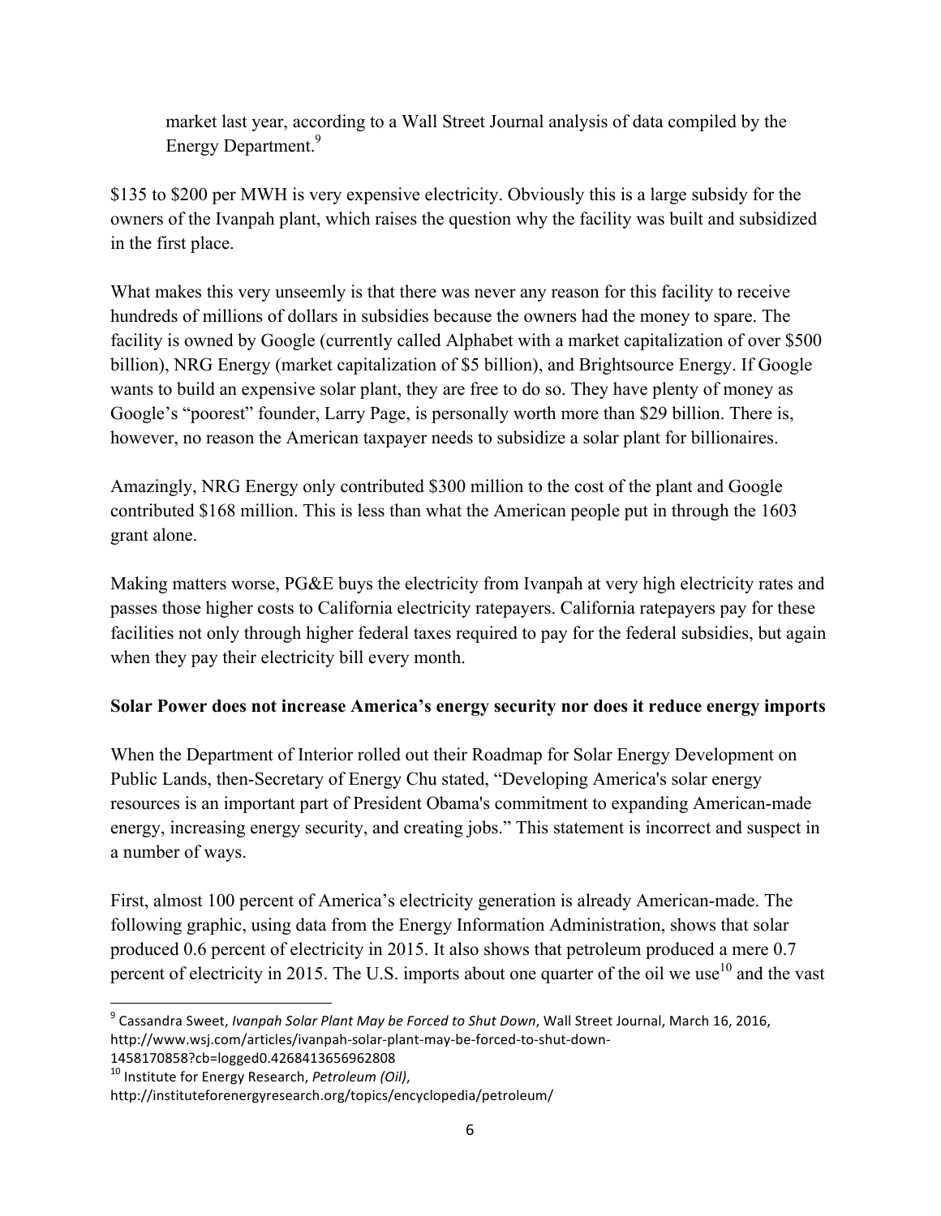> market last year, according to a Wall Street Journal analysis of data compiled by the Energy Department.[9]

$135 to $200 per MWH is very expensive electricity. Obviously this is a large subsidy for the owners of the Ivanpah plant, which raises the question why the facility was built and subsidized in the first place.

What makes this very unseemly is that there was never any reason for this facility to receive hundreds of millions of dollars in subsidies because the owners had the money to spare. The facility is owned by Google (currently called Alphabet with a market capitalization of over $500 billion), NRG Energy (market capitalization of $5 billion), and Brightsource Energy. If Google wants to build an expensive solar plant, they are free to do so. They have plenty of money as Google's "poorest" founder, Larry Page, is personally worth more than $29 billion. There is, however, no reason the American taxpayer needs to subsidize a solar plant for billionaires.

Amazingly, NRG Energy only contributed $300 million to the cost of the plant and Google contributed $168 million. This is less than what the American people put in through the 1603 grant alone.

Making matters worse, PG&E buys the electricity from Ivanpah at very high electricity rates and passes those higher costs to California electricity ratepayers. California ratepayers pay for these facilities not only through higher federal taxes required to pay for the federal subsidies, but again when they pay their electricity bill every month.

**Solar Power does not increase America's energy security nor does it reduce energy imports**

When the Department of Interior rolled out their Roadmap for Solar Energy Development on Public Lands, then-Secretary of Energy Chu stated, "Developing America's solar energy resources is an important part of President Obama's commitment to expanding American-made energy, increasing energy security, and creating jobs." This statement is incorrect and suspect in a number of ways.

First, almost 100 percent of America's electricity generation is already American-made. The following graphic, using data from the Energy Information Administration, shows that solar produced 0.6 percent of electricity in 2015. It also shows that petroleum produced a mere 0.7 percent of electricity in 2015. The U.S. imports about one quarter of the oil we use[10] and the vast

---

[9] Cassandra Sweet, *Ivanpah Solar Plant May be Forced to Shut Down*, Wall Street Journal, March 16, 2016, http://www.wsj.com/articles/ivanpah-solar-plant-may-be-forced-to-shut-down-1458170858?cb=logged0.4268413656962808

[10] Institute for Energy Research, *Petroleum (Oil)*, http://instituteforenergyresearch.org/topics/encyclopedia/petroleum/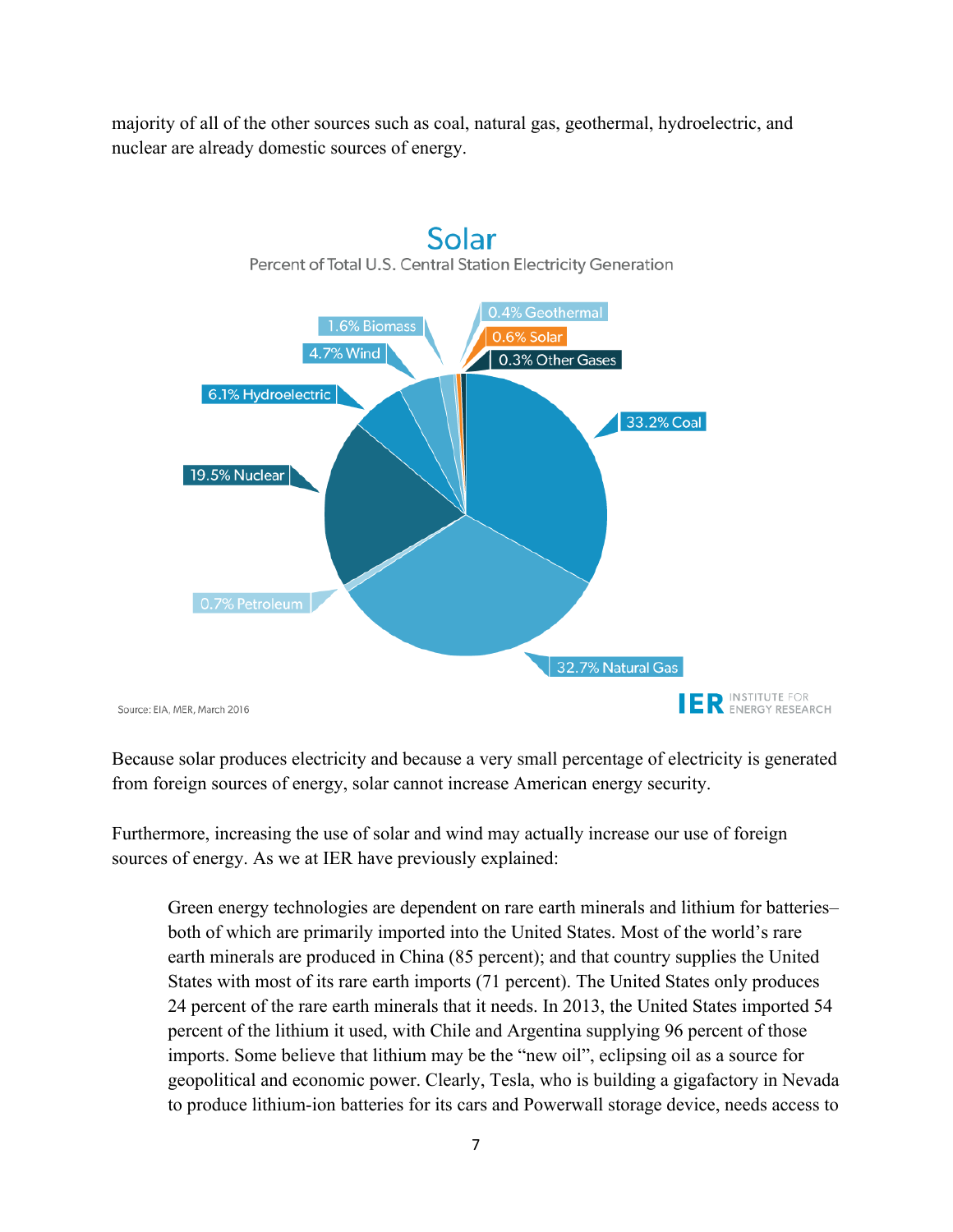majority of all of the other sources such as coal, natural gas, geothermal, hydroelectric, and nuclear are already domestic sources of energy.

**Solar**

Percent of Total U.S. Central Station Electricity Generation

- 33.2% Coal
- 32.7% Natural Gas
- 0.7% Petroleum
- 19.5% Nuclear
- 6.1% Hydroelectric
- 4.7% Wind
- 1.6% Biomass
- 0.4% Geothermal
- 0.6% Solar
- 0.3% Other Gases

Source: EIA, MER, March 2016

IER INSTITUTE FOR ENERGY RESEARCH

Because solar produces electricity and because a very small percentage of electricity is generated from foreign sources of energy, solar cannot increase American energy security.

Furthermore, increasing the use of solar and wind may actually increase our use of foreign sources of energy. As we at IER have previously explained:

> Green energy technologies are dependent on rare earth minerals and lithium for batteries– both of which are primarily imported into the United States. Most of the world's rare earth minerals are produced in China (85 percent); and that country supplies the United States with most of its rare earth imports (71 percent). The United States only produces 24 percent of the rare earth minerals that it needs. In 2013, the United States imported 54 percent of the lithium it used, with Chile and Argentina supplying 96 percent of those imports. Some believe that lithium may be the "new oil", eclipsing oil as a source for geopolitical and economic power. Clearly, Tesla, who is building a gigafactory in Nevada to produce lithium-ion batteries for its cars and Powerwall storage device, needs access to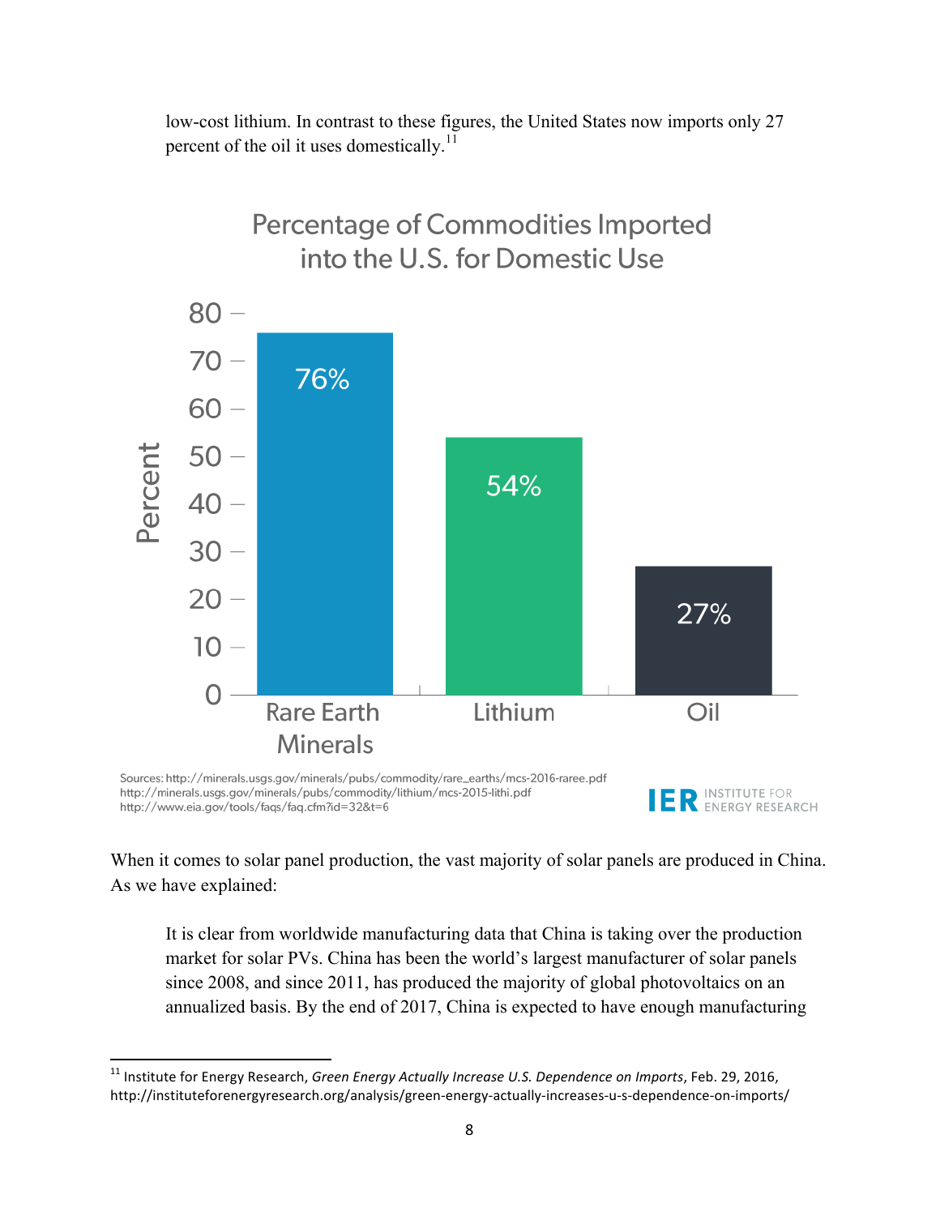low-cost lithium. In contrast to these figures, the United States now imports only 27 percent of the oil it uses domestically.[11]

**Percentage of Commodities Imported into the U.S. for Domestic Use**

| Commodity | Percent |
| --- | --- |
| Rare Earth Minerals | 76% |
| Lithium | 54% |
| Oil | 27% |

Sources: http://minerals.usgs.gov/minerals/pubs/commodity/rare_earths/mcs-2016-raree.pdf
http://minerals.usgs.gov/minerals/pubs/commodity/lithium/mcs-2015-lithi.pdf
http://www.eia.gov/tools/faqs/faq.cfm?id=32&t=6

IER INSTITUTE FOR ENERGY RESEARCH

When it comes to solar panel production, the vast majority of solar panels are produced in China. As we have explained:

> It is clear from worldwide manufacturing data that China is taking over the production market for solar PVs. China has been the world's largest manufacturer of solar panels since 2008, and since 2011, has produced the majority of global photovoltaics on an annualized basis. By the end of 2017, China is expected to have enough manufacturing

---

[11] Institute for Energy Research, *Green Energy Actually Increase U.S. Dependence on Imports*, Feb. 29, 2016, http://instituteforenergyresearch.org/analysis/green-energy-actually-increases-u-s-dependence-on-imports/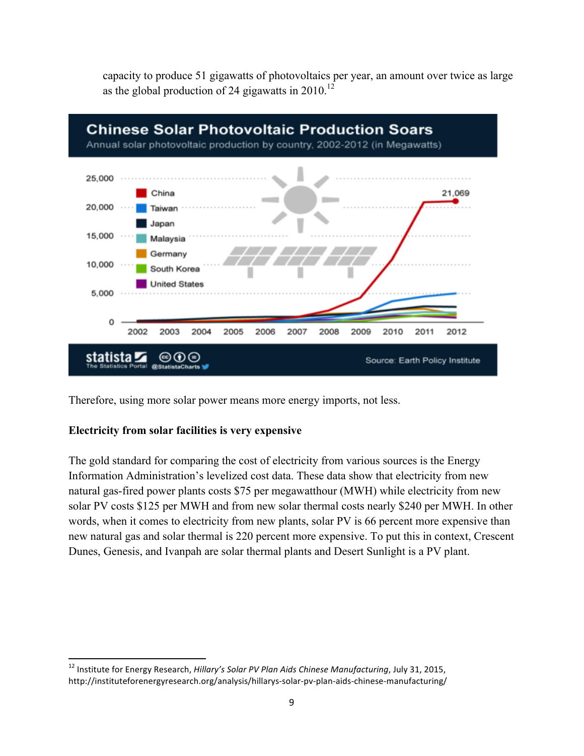capacity to produce 51 gigawatts of photovoltaics per year, an amount over twice as large as the global production of 24 gigawatts in 2010.[12]

**Chinese Solar Photovoltaic Production Soars**

Annual solar photovoltaic production by country, 2002-2012 (in Megawatts)

Source: Earth Policy Institute

Therefore, using more solar power means more energy imports, not less.

**Electricity from solar facilities is very expensive**

The gold standard for comparing the cost of electricity from various sources is the Energy Information Administration's levelized cost data. These data show that electricity from new natural gas-fired power plants costs $75 per megawatthour (MWH) while electricity from new solar PV costs $125 per MWH and from new solar thermal costs nearly $240 per MWH. In other words, when it comes to electricity from new plants, solar PV is 66 percent more expensive than new natural gas and solar thermal is 220 percent more expensive. To put this in context, Crescent Dunes, Genesis, and Ivanpah are solar thermal plants and Desert Sunlight is a PV plant.

[12] Institute for Energy Research, *Hillary's Solar PV Plan Aids Chinese Manufacturing*, July 31, 2015, http://instituteforenergyresearch.org/analysis/hillarys-solar-pv-plan-aids-chinese-manufacturing/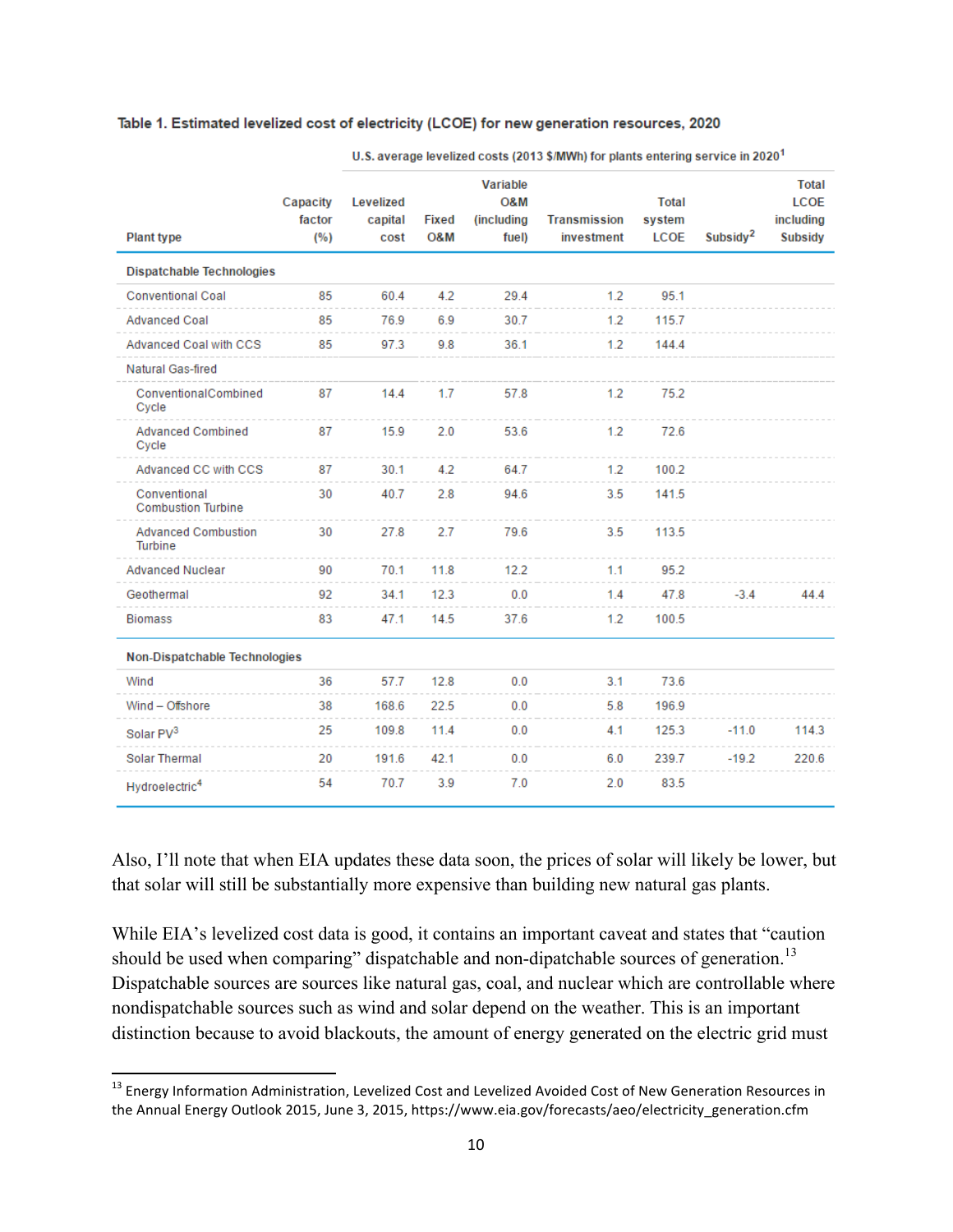**Table 1. Estimated levelized cost of electricity (LCOE) for new generation resources, 2020**

| | | U.S. average levelized costs (2013 $/MWh) for plants entering service in 2020[1] | | | | | | |
|---|---|---|---|---|---|---|---|---|
| Plant type | Capacity factor (%) | Levelized capital cost | Fixed O&M | Variable O&M (including fuel) | Transmission investment | Total system LCOE | Subsidy[2] | Total LCOE including Subsidy |
| **Dispatchable Technologies** | | | | | | | | |
| Conventional Coal | 85 | 60.4 | 4.2 | 29.4 | 1.2 | 95.1 | | |
| Advanced Coal | 85 | 76.9 | 6.9 | 30.7 | 1.2 | 115.7 | | |
| Advanced Coal with CCS | 85 | 97.3 | 9.8 | 36.1 | 1.2 | 144.4 | | |
| Natural Gas-fired | | | | | | | | |
| ConventionalCombined Cycle | 87 | 14.4 | 1.7 | 57.8 | 1.2 | 75.2 | | |
| Advanced Combined Cycle | 87 | 15.9 | 2.0 | 53.6 | 1.2 | 72.6 | | |
| Advanced CC with CCS | 87 | 30.1 | 4.2 | 64.7 | 1.2 | 100.2 | | |
| Conventional Combustion Turbine | 30 | 40.7 | 2.8 | 94.6 | 3.5 | 141.5 | | |
| Advanced Combustion Turbine | 30 | 27.8 | 2.7 | 79.6 | 3.5 | 113.5 | | |
| Advanced Nuclear | 90 | 70.1 | 11.8 | 12.2 | 1.1 | 95.2 | | |
| Geothermal | 92 | 34.1 | 12.3 | 0.0 | 1.4 | 47.8 | -3.4 | 44.4 |
| Biomass | 83 | 47.1 | 14.5 | 37.6 | 1.2 | 100.5 | | |
| **Non-Dispatchable Technologies** | | | | | | | | |
| Wind | 36 | 57.7 | 12.8 | 0.0 | 3.1 | 73.6 | | |
| Wind – Offshore | 38 | 168.6 | 22.5 | 0.0 | 5.8 | 196.9 | | |
| Solar PV[3] | 25 | 109.8 | 11.4 | 0.0 | 4.1 | 125.3 | -11.0 | 114.3 |
| Solar Thermal | 20 | 191.6 | 42.1 | 0.0 | 6.0 | 239.7 | -19.2 | 220.6 |
| Hydroelectric[4] | 54 | 70.7 | 3.9 | 7.0 | 2.0 | 83.5 | | |

Also, I'll note that when EIA updates these data soon, the prices of solar will likely be lower, but that solar will still be substantially more expensive than building new natural gas plants.

While EIA's levelized cost data is good, it contains an important caveat and states that "caution should be used when comparing" dispatchable and non-dipatchable sources of generation.[13] Dispatchable sources are sources like natural gas, coal, and nuclear which are controllable where nondispatchable sources such as wind and solar depend on the weather. This is an important distinction because to avoid blackouts, the amount of energy generated on the electric grid must

---

[13] Energy Information Administration, Levelized Cost and Levelized Avoided Cost of New Generation Resources in the Annual Energy Outlook 2015, June 3, 2015, https://www.eia.gov/forecasts/aeo/electricity_generation.cfm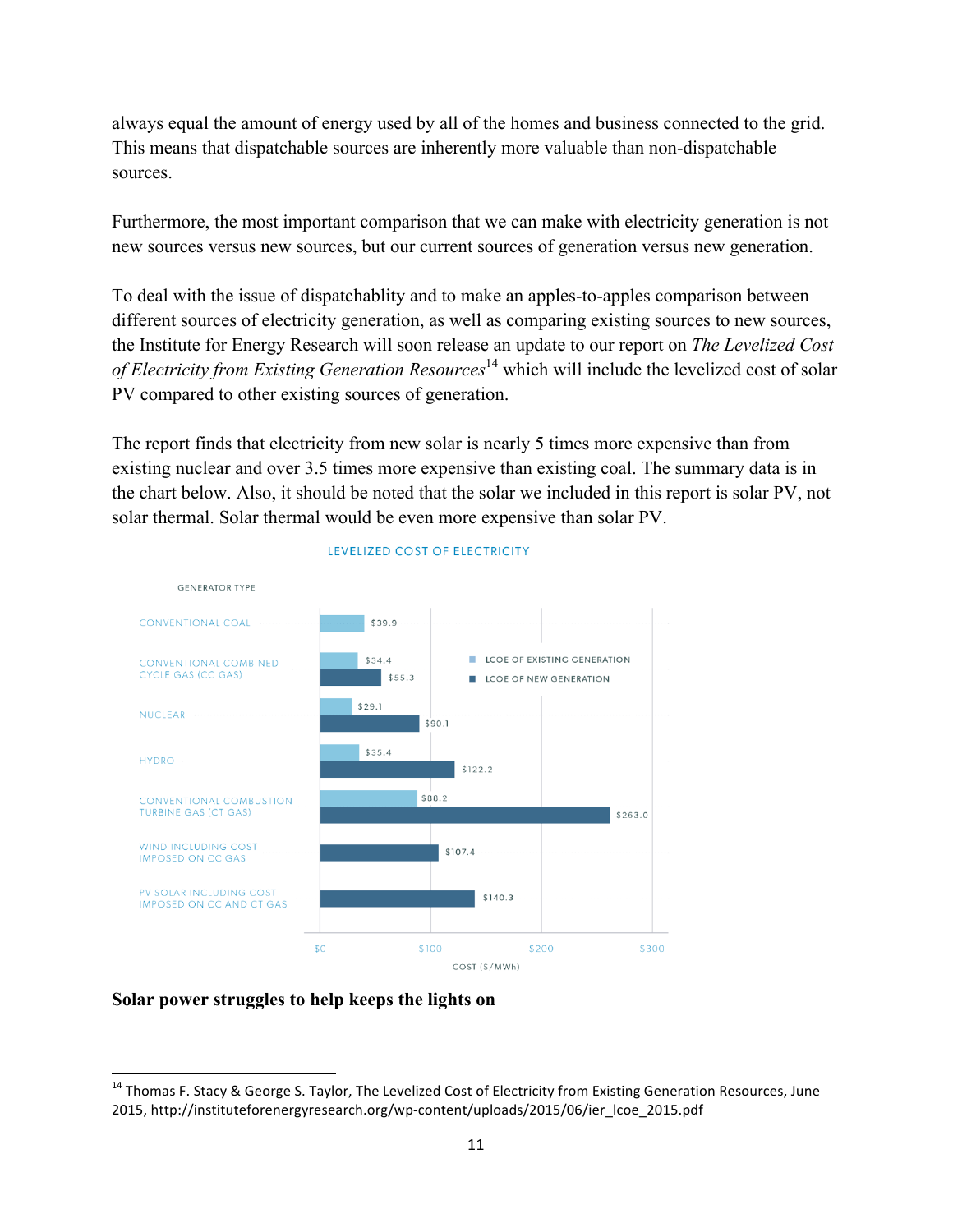always equal the amount of energy used by all of the homes and business connected to the grid. This means that dispatchable sources are inherently more valuable than non-dispatchable sources.

Furthermore, the most important comparison that we can make with electricity generation is not new sources versus new sources, but our current sources of generation versus new generation.

To deal with the issue of dispatchablity and to make an apples-to-apples comparison between different sources of electricity generation, as well as comparing existing sources to new sources, the Institute for Energy Research will soon release an update to our report on *The Levelized Cost of Electricity from Existing Generation Resources*[14] which will include the levelized cost of solar PV compared to other existing sources of generation.

The report finds that electricity from new solar is nearly 5 times more expensive than from existing nuclear and over 3.5 times more expensive than existing coal. The summary data is in the chart below. Also, it should be noted that the solar we included in this report is solar PV, not solar thermal. Solar thermal would be even more expensive than solar PV.

LEVELIZED COST OF ELECTRICITY

| GENERATOR TYPE | LCOE OF EXISTING GENERATION | LCOE OF NEW GENERATION |
|---|---|---|
| CONVENTIONAL COAL | $39.9 | |
| CONVENTIONAL COMBINED CYCLE GAS (CC GAS) | $34.4 | $55.3 |
| NUCLEAR | $29.1 | $90.1 |
| HYDRO | $35.4 | $122.2 |
| CONVENTIONAL COMBUSTION TURBINE GAS (CT GAS) | $88.2 | $263.0 |
| WIND INCLUDING COST IMPOSED ON CC GAS | | $107.4 |
| PV SOLAR INCLUDING COST IMPOSED ON CC AND CT GAS | | $140.3 |

COST ($/MWh)

**Solar power struggles to help keeps the lights on**

[14] Thomas F. Stacy & George S. Taylor, The Levelized Cost of Electricity from Existing Generation Resources, June 2015, http://instituteforenergyresearch.org/wp-content/uploads/2015/06/ier_lcoe_2015.pdf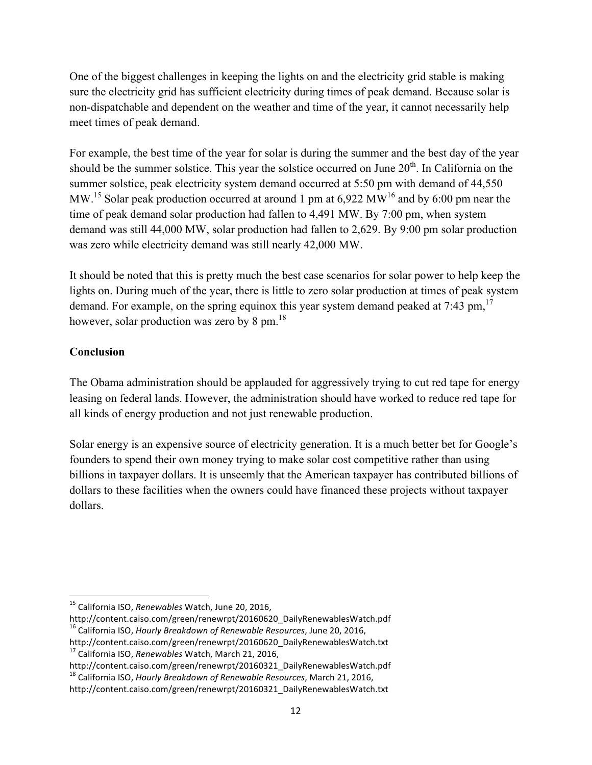One of the biggest challenges in keeping the lights on and the electricity grid stable is making sure the electricity grid has sufficient electricity during times of peak demand. Because solar is non-dispatchable and dependent on the weather and time of the year, it cannot necessarily help meet times of peak demand.

For example, the best time of the year for solar is during the summer and the best day of the year should be the summer solstice. This year the solstice occurred on June 20th. In California on the summer solstice, peak electricity system demand occurred at 5:50 pm with demand of 44,550 MW.[15] Solar peak production occurred at around 1 pm at 6,922 MW[16] and by 6:00 pm near the time of peak demand solar production had fallen to 4,491 MW. By 7:00 pm, when system demand was still 44,000 MW, solar production had fallen to 2,629. By 9:00 pm solar production was zero while electricity demand was still nearly 42,000 MW.

It should be noted that this is pretty much the best case scenarios for solar power to help keep the lights on. During much of the year, there is little to zero solar production at times of peak system demand. For example, on the spring equinox this year system demand peaked at 7:43 pm,[17] however, solar production was zero by 8 pm.[18]

**Conclusion**

The Obama administration should be applauded for aggressively trying to cut red tape for energy leasing on federal lands. However, the administration should have worked to reduce red tape for all kinds of energy production and not just renewable production.

Solar energy is an expensive source of electricity generation. It is a much better bet for Google's founders to spend their own money trying to make solar cost competitive rather than using billions in taxpayer dollars. It is unseemly that the American taxpayer has contributed billions of dollars to these facilities when the owners could have financed these projects without taxpayer dollars.

---

[15] California ISO, *Renewables* Watch, June 20, 2016, http://content.caiso.com/green/renewrpt/20160620_DailyRenewablesWatch.pdf

[16] California ISO, *Hourly Breakdown of Renewable Resources*, June 20, 2016, http://content.caiso.com/green/renewrpt/20160620_DailyRenewablesWatch.txt

[17] California ISO, *Renewables* Watch, March 21, 2016, http://content.caiso.com/green/renewrpt/20160321_DailyRenewablesWatch.pdf

[18] California ISO, *Hourly Breakdown of Renewable Resources*, March 21, 2016, http://content.caiso.com/green/renewrpt/20160321_DailyRenewablesWatch.txt